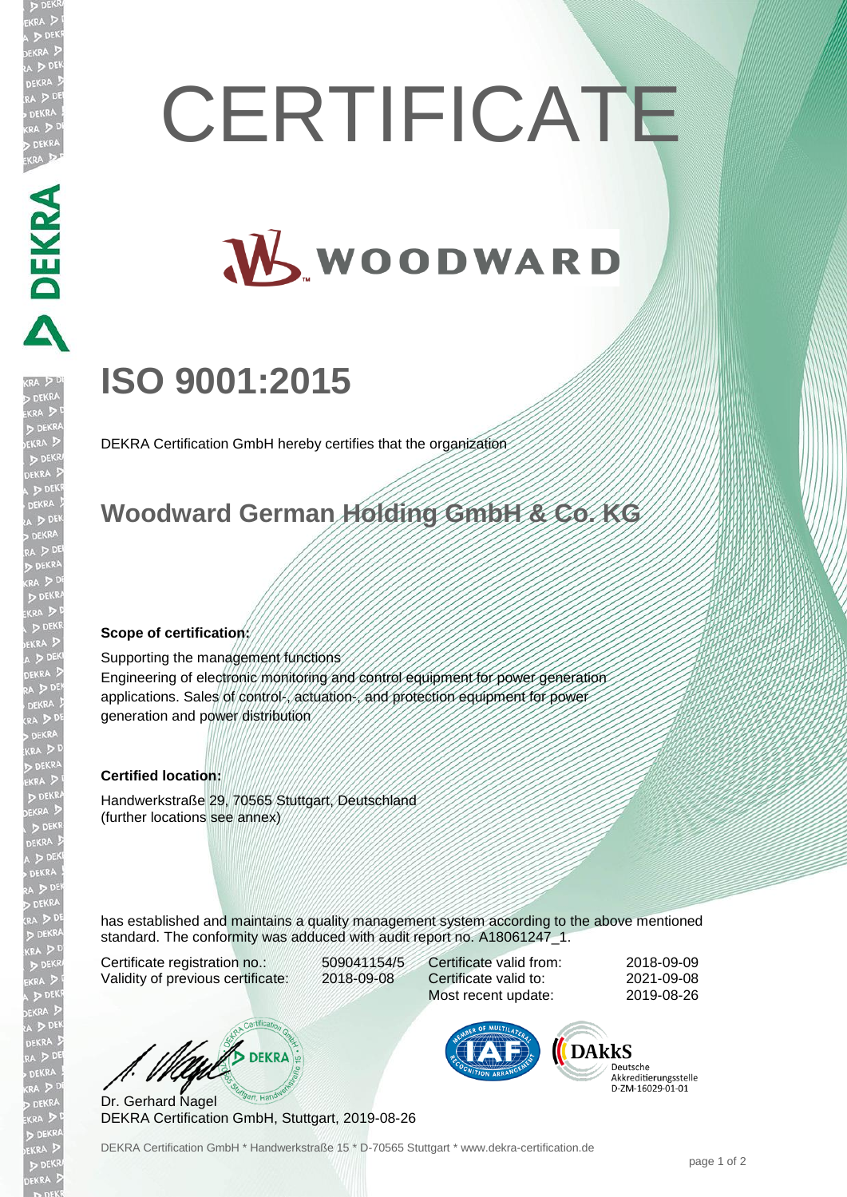# CERTIFICATE

WOODWARD

## ISO 9001:2015

DEKRA Certification GmbH hereby certifies that the organization

## Woodward German Holding GmbH & Co. KG

**Scope of certification:**

Supporting the management functions
Engineering of electronic monitoring and control equipment for power generation applications. Sales of control-, actuation-, and protection equipment for power generation and power distribution

**Certified location:**

Handwerkstraße 29, 70565 Stuttgart, Deutschland
(further locations see annex)

has established and maintains a quality management system according to the above mentioned standard. The conformity was adduced with audit report no. A18061247_1.

| | | | |
|---|---|---|---|
| Certificate registration no.: | 509041154/5 | Certificate valid from: | 2018-09-09 |
| Validity of previous certificate: | 2018-09-08 | Certificate valid to: | 2021-09-08 |
| | | Most recent update: | 2019-08-26 |

Dr. Gerhard Nagel
DEKRA Certification GmbH, Stuttgart, 2019-08-26

DAkkS Deutsche Akkreditierungsstelle D-ZM-16029-01-01

DEKRA Certification GmbH * Handwerkstraße 15 * D-70565 Stuttgart * www.dekra-certification.de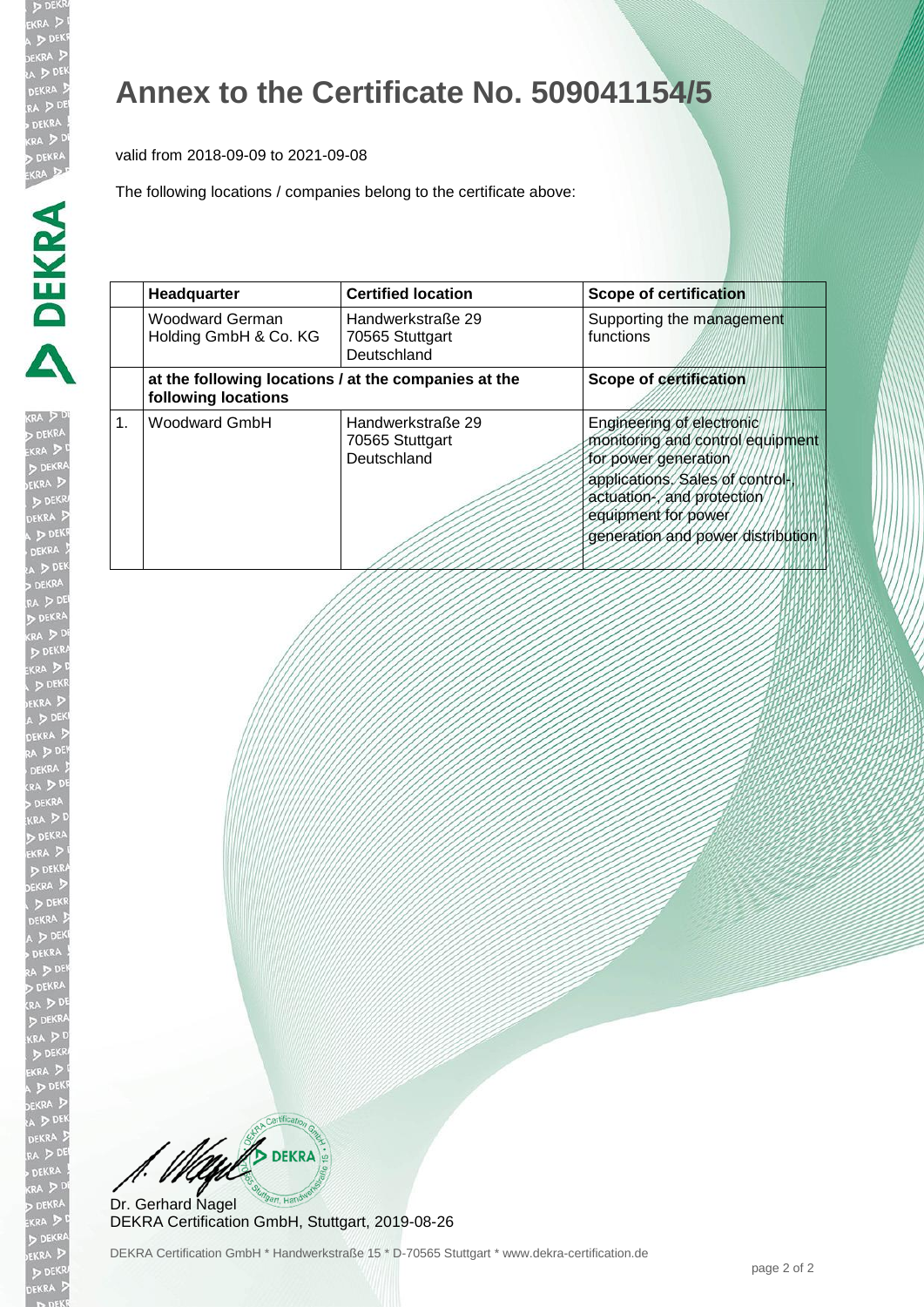# Annex to the Certificate No. 509041154/5

valid from 2018-09-09 to 2021-09-08

The following locations / companies belong to the certificate above:

| | Headquarter | Certified location | Scope of certification |
|---|---|---|---|
| | Woodward German Holding GmbH & Co. KG | Handwerkstraße 29<br>70565 Stuttgart<br>Deutschland | Supporting the management functions |
| | **at the following locations / at the companies at the following locations** | | **Scope of certification** |
| 1. | Woodward GmbH | Handwerkstraße 29<br>70565 Stuttgart<br>Deutschland | Engineering of electronic monitoring and control equipment for power generation applications. Sales of control-, actuation-, and protection equipment for power generation and power distribution |

Dr. Gerhard Nagel
DEKRA Certification GmbH, Stuttgart, 2019-08-26

DEKRA Certification GmbH * Handwerkstraße 15 * D-70565 Stuttgart * www.dekra-certification.de